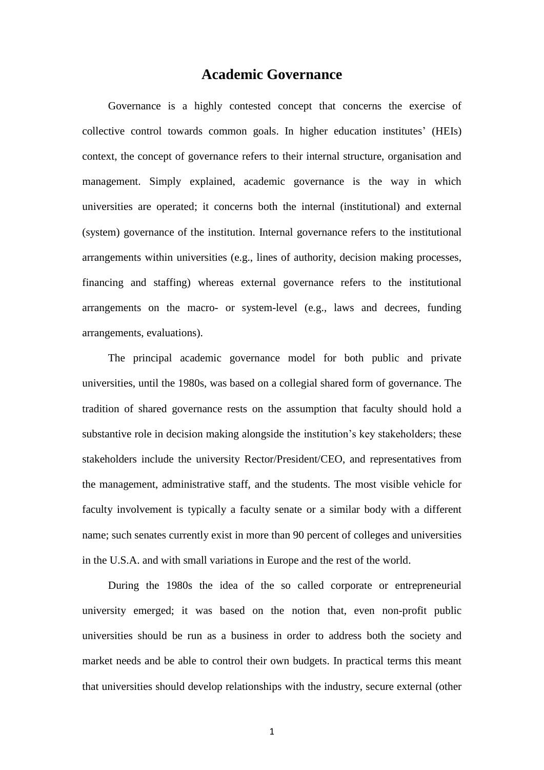# Academic Governance

Governance is a highly contested concept that concerns the exercise of collective control towards common goals. In higher education institutes' (HEIs) context, the concept of governance refers to their internal structure, organisation and management. Simply explained, academic governance is the way in which universities are operated; it concerns both the internal (institutional) and external (system) governance of the institution. Internal governance refers to the institutional arrangements within universities (e.g., lines of authority, decision making processes, financing and staffing) whereas external governance refers to the institutional arrangements on the macro- or system-level (e.g., laws and decrees, funding arrangements, evaluations).

The principal academic governance model for both public and private universities, until the 1980s, was based on a collegial shared form of governance. The tradition of shared governance rests on the assumption that faculty should hold a substantive role in decision making alongside the institution's key stakeholders; these stakeholders include the university Rector/President/CEO, and representatives from the management, administrative staff, and the students. The most visible vehicle for faculty involvement is typically a faculty senate or a similar body with a different name; such senates currently exist in more than 90 percent of colleges and universities in the U.S.A. and with small variations in Europe and the rest of the world.

During the 1980s the idea of the so called corporate or entrepreneurial university emerged; it was based on the notion that, even non-profit public universities should be run as a business in order to address both the society and market needs and be able to control their own budgets. In practical terms this meant that universities should develop relationships with the industry, secure external (other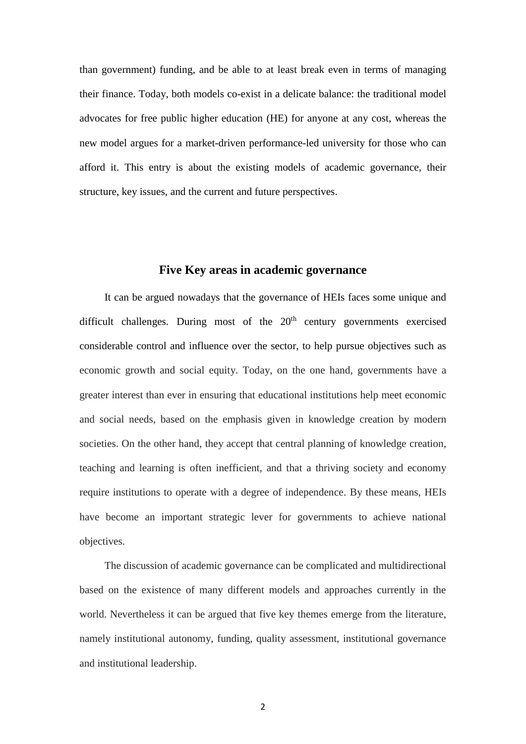than government) funding, and be able to at least break even in terms of managing their finance. Today, both models co-exist in a delicate balance: the traditional model advocates for free public higher education (HE) for anyone at any cost, whereas the new model argues for a market-driven performance-led university for those who can afford it. This entry is about the existing models of academic governance, their structure, key issues, and the current and future perspectives.

## Five Key areas in academic governance

It can be argued nowadays that the governance of HEIs faces some unique and difficult challenges. During most of the 20th century governments exercised considerable control and influence over the sector, to help pursue objectives such as economic growth and social equity. Today, on the one hand, governments have a greater interest than ever in ensuring that educational institutions help meet economic and social needs, based on the emphasis given in knowledge creation by modern societies. On the other hand, they accept that central planning of knowledge creation, teaching and learning is often inefficient, and that a thriving society and economy require institutions to operate with a degree of independence. By these means, HEIs have become an important strategic lever for governments to achieve national objectives.

The discussion of academic governance can be complicated and multidirectional based on the existence of many different models and approaches currently in the world. Nevertheless it can be argued that five key themes emerge from the literature, namely institutional autonomy, funding, quality assessment, institutional governance and institutional leadership.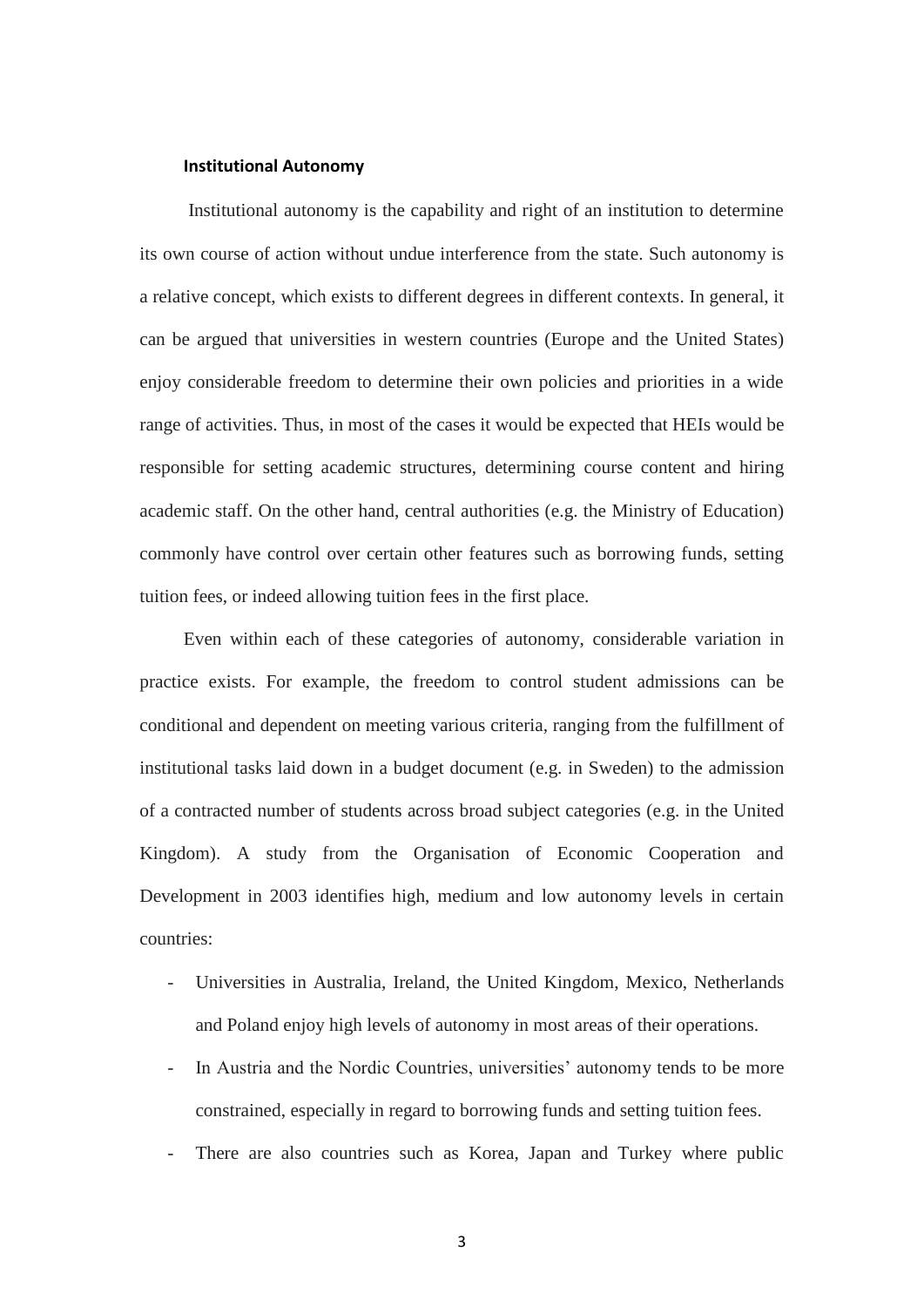## Institutional Autonomy

Institutional autonomy is the capability and right of an institution to determine its own course of action without undue interference from the state. Such autonomy is a relative concept, which exists to different degrees in different contexts. In general, it can be argued that universities in western countries (Europe and the United States) enjoy considerable freedom to determine their own policies and priorities in a wide range of activities. Thus, in most of the cases it would be expected that HEIs would be responsible for setting academic structures, determining course content and hiring academic staff. On the other hand, central authorities (e.g. the Ministry of Education) commonly have control over certain other features such as borrowing funds, setting tuition fees, or indeed allowing tuition fees in the first place.

Even within each of these categories of autonomy, considerable variation in practice exists. For example, the freedom to control student admissions can be conditional and dependent on meeting various criteria, ranging from the fulfillment of institutional tasks laid down in a budget document (e.g. in Sweden) to the admission of a contracted number of students across broad subject categories (e.g. in the United Kingdom). A study from the Organisation of Economic Cooperation and Development in 2003 identifies high, medium and low autonomy levels in certain countries:

- Universities in Australia, Ireland, the United Kingdom, Mexico, Netherlands and Poland enjoy high levels of autonomy in most areas of their operations.
- In Austria and the Nordic Countries, universities' autonomy tends to be more constrained, especially in regard to borrowing funds and setting tuition fees.
- There are also countries such as Korea, Japan and Turkey where public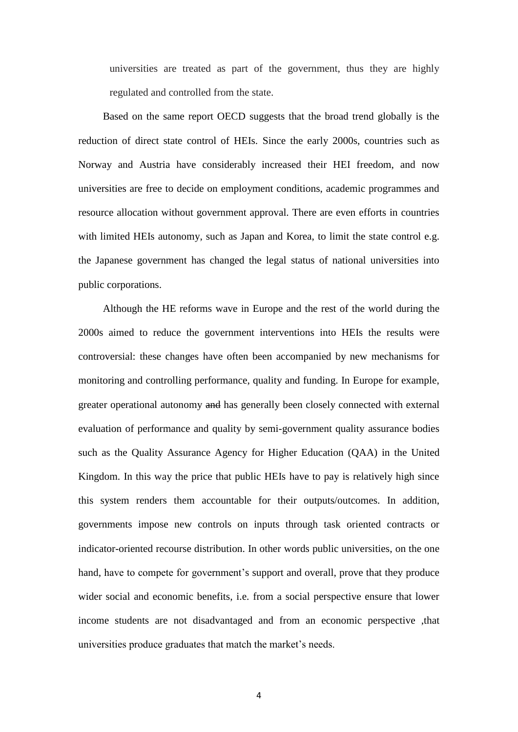universities are treated as part of the government, thus they are highly regulated and controlled from the state.

Based on the same report OECD suggests that the broad trend globally is the reduction of direct state control of HEIs. Since the early 2000s, countries such as Norway and Austria have considerably increased their HEI freedom, and now universities are free to decide on employment conditions, academic programmes and resource allocation without government approval. There are even efforts in countries with limited HEIs autonomy, such as Japan and Korea, to limit the state control e.g. the Japanese government has changed the legal status of national universities into public corporations.

Although the HE reforms wave in Europe and the rest of the world during the 2000s aimed to reduce the government interventions into HEIs the results were controversial: these changes have often been accompanied by new mechanisms for monitoring and controlling performance, quality and funding. In Europe for example, greater operational autonomy ~~and~~ has generally been closely connected with external evaluation of performance and quality by semi-government quality assurance bodies such as the Quality Assurance Agency for Higher Education (QAA) in the United Kingdom. In this way the price that public HEIs have to pay is relatively high since this system renders them accountable for their outputs/outcomes. In addition, governments impose new controls on inputs through task oriented contracts or indicator-oriented recourse distribution. In other words public universities, on the one hand, have to compete for government's support and overall, prove that they produce wider social and economic benefits, i.e. from a social perspective ensure that lower income students are not disadvantaged and from an economic perspective ,that universities produce graduates that match the market's needs.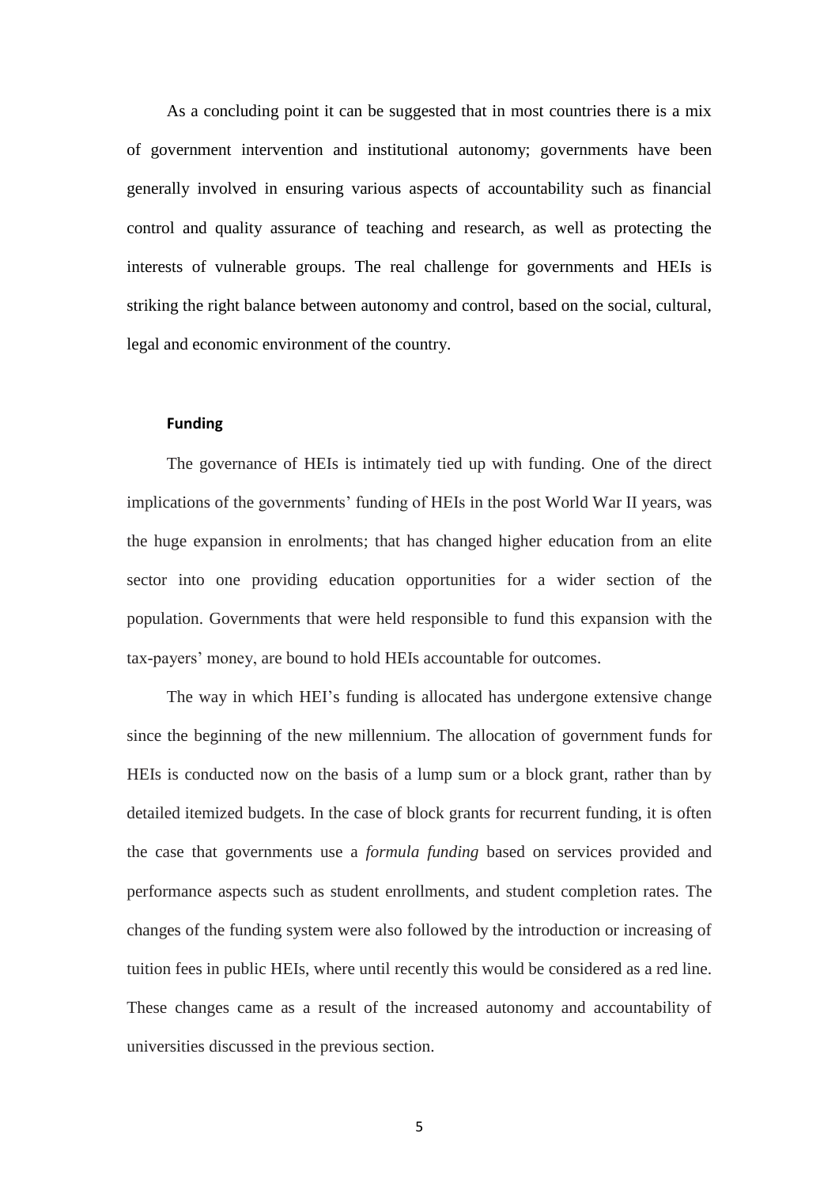As a concluding point it can be suggested that in most countries there is a mix of government intervention and institutional autonomy; governments have been generally involved in ensuring various aspects of accountability such as financial control and quality assurance of teaching and research, as well as protecting the interests of vulnerable groups. The real challenge for governments and HEIs is striking the right balance between autonomy and control, based on the social, cultural, legal and economic environment of the country.

### Funding

The governance of HEIs is intimately tied up with funding. One of the direct implications of the governments' funding of HEIs in the post World War II years, was the huge expansion in enrolments; that has changed higher education from an elite sector into one providing education opportunities for a wider section of the population. Governments that were held responsible to fund this expansion with the tax-payers' money, are bound to hold HEIs accountable for outcomes.

The way in which HEI's funding is allocated has undergone extensive change since the beginning of the new millennium. The allocation of government funds for HEIs is conducted now on the basis of a lump sum or a block grant, rather than by detailed itemized budgets. In the case of block grants for recurrent funding, it is often the case that governments use a *formula funding* based on services provided and performance aspects such as student enrollments, and student completion rates. The changes of the funding system were also followed by the introduction or increasing of tuition fees in public HEIs, where until recently this would be considered as a red line. These changes came as a result of the increased autonomy and accountability of universities discussed in the previous section.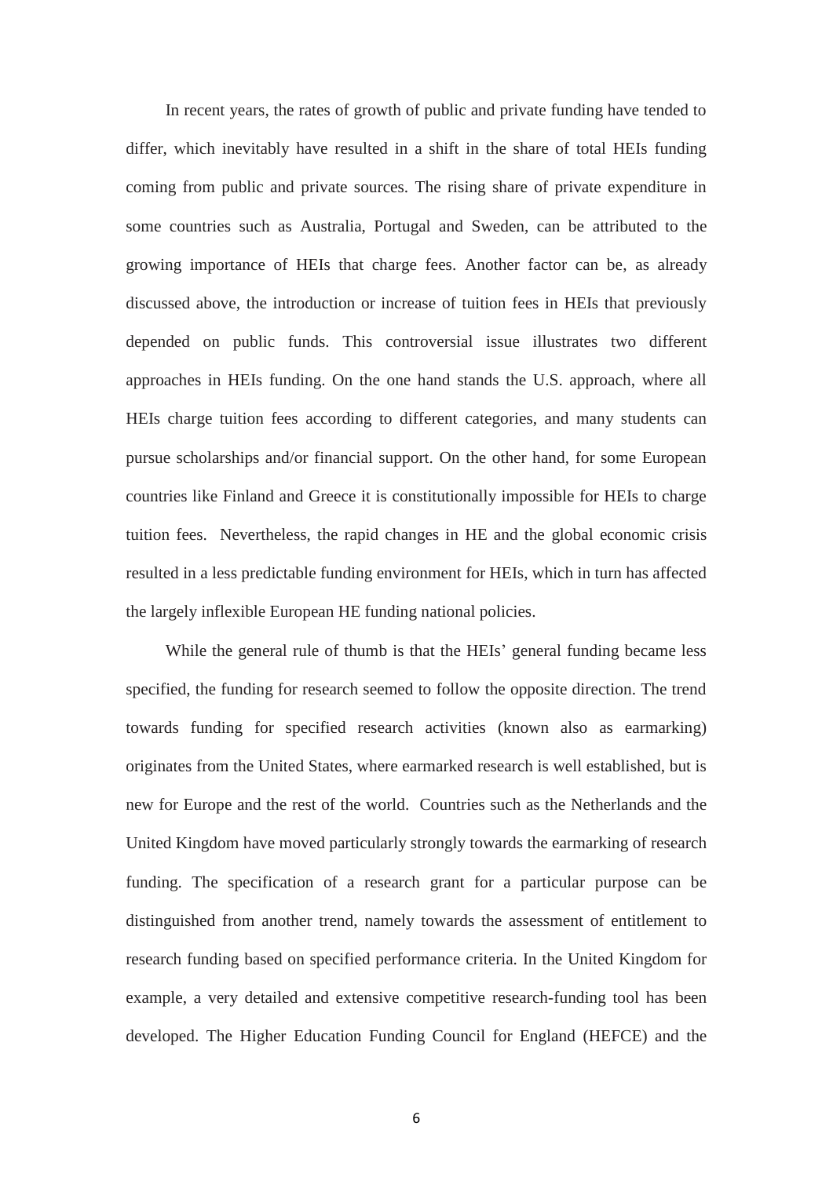In recent years, the rates of growth of public and private funding have tended to differ, which inevitably have resulted in a shift in the share of total HEIs funding coming from public and private sources. The rising share of private expenditure in some countries such as Australia, Portugal and Sweden, can be attributed to the growing importance of HEIs that charge fees. Another factor can be, as already discussed above, the introduction or increase of tuition fees in HEIs that previously depended on public funds. This controversial issue illustrates two different approaches in HEIs funding. On the one hand stands the U.S. approach, where all HEIs charge tuition fees according to different categories, and many students can pursue scholarships and/or financial support. On the other hand, for some European countries like Finland and Greece it is constitutionally impossible for HEIs to charge tuition fees. Nevertheless, the rapid changes in HE and the global economic crisis resulted in a less predictable funding environment for HEIs, which in turn has affected the largely inflexible European HE funding national policies.

While the general rule of thumb is that the HEIs' general funding became less specified, the funding for research seemed to follow the opposite direction. The trend towards funding for specified research activities (known also as earmarking) originates from the United States, where earmarked research is well established, but is new for Europe and the rest of the world. Countries such as the Netherlands and the United Kingdom have moved particularly strongly towards the earmarking of research funding. The specification of a research grant for a particular purpose can be distinguished from another trend, namely towards the assessment of entitlement to research funding based on specified performance criteria. In the United Kingdom for example, a very detailed and extensive competitive research-funding tool has been developed. The Higher Education Funding Council for England (HEFCE) and the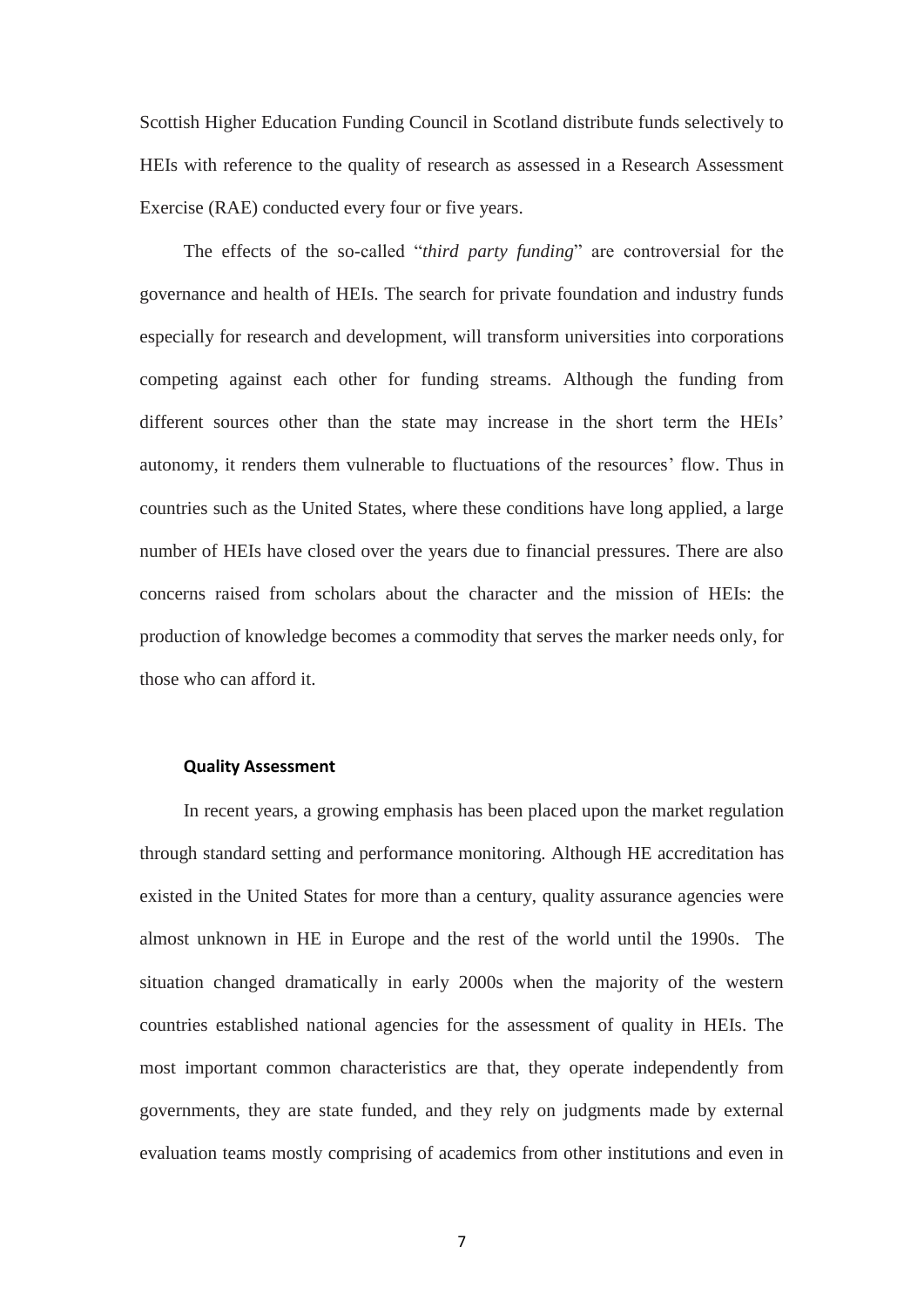Scottish Higher Education Funding Council in Scotland distribute funds selectively to HEIs with reference to the quality of research as assessed in a Research Assessment Exercise (RAE) conducted every four or five years.

The effects of the so-called "*third party funding*" are controversial for the governance and health of HEIs. The search for private foundation and industry funds especially for research and development, will transform universities into corporations competing against each other for funding streams. Although the funding from different sources other than the state may increase in the short term the HEIs' autonomy, it renders them vulnerable to fluctuations of the resources' flow. Thus in countries such as the United States, where these conditions have long applied, a large number of HEIs have closed over the years due to financial pressures. There are also concerns raised from scholars about the character and the mission of HEIs: the production of knowledge becomes a commodity that serves the marker needs only, for those who can afford it.

### Quality Assessment

In recent years, a growing emphasis has been placed upon the market regulation through standard setting and performance monitoring. Although HE accreditation has existed in the United States for more than a century, quality assurance agencies were almost unknown in HE in Europe and the rest of the world until the 1990s. The situation changed dramatically in early 2000s when the majority of the western countries established national agencies for the assessment of quality in HEIs. The most important common characteristics are that, they operate independently from governments, they are state funded, and they rely on judgments made by external evaluation teams mostly comprising of academics from other institutions and even in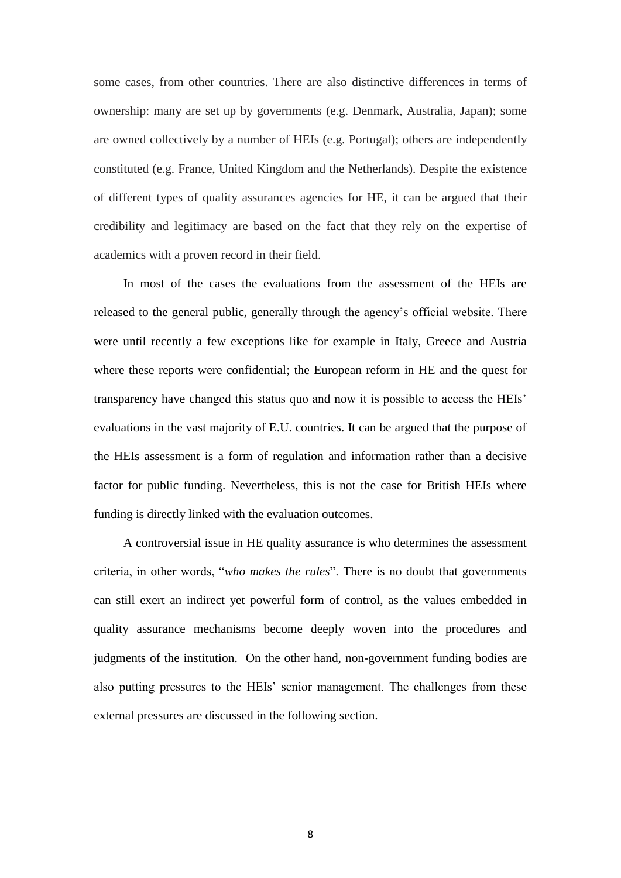some cases, from other countries. There are also distinctive differences in terms of ownership: many are set up by governments (e.g. Denmark, Australia, Japan); some are owned collectively by a number of HEIs (e.g. Portugal); others are independently constituted (e.g. France, United Kingdom and the Netherlands). Despite the existence of different types of quality assurances agencies for HE, it can be argued that their credibility and legitimacy are based on the fact that they rely on the expertise of academics with a proven record in their field.

In most of the cases the evaluations from the assessment of the HEIs are released to the general public, generally through the agency's official website. There were until recently a few exceptions like for example in Italy, Greece and Austria where these reports were confidential; the European reform in HE and the quest for transparency have changed this status quo and now it is possible to access the HEIs' evaluations in the vast majority of E.U. countries. It can be argued that the purpose of the HEIs assessment is a form of regulation and information rather than a decisive factor for public funding. Nevertheless, this is not the case for British HEIs where funding is directly linked with the evaluation outcomes.

A controversial issue in HE quality assurance is who determines the assessment criteria, in other words, "*who makes the rules*". There is no doubt that governments can still exert an indirect yet powerful form of control, as the values embedded in quality assurance mechanisms become deeply woven into the procedures and judgments of the institution. On the other hand, non-government funding bodies are also putting pressures to the HEIs' senior management. The challenges from these external pressures are discussed in the following section.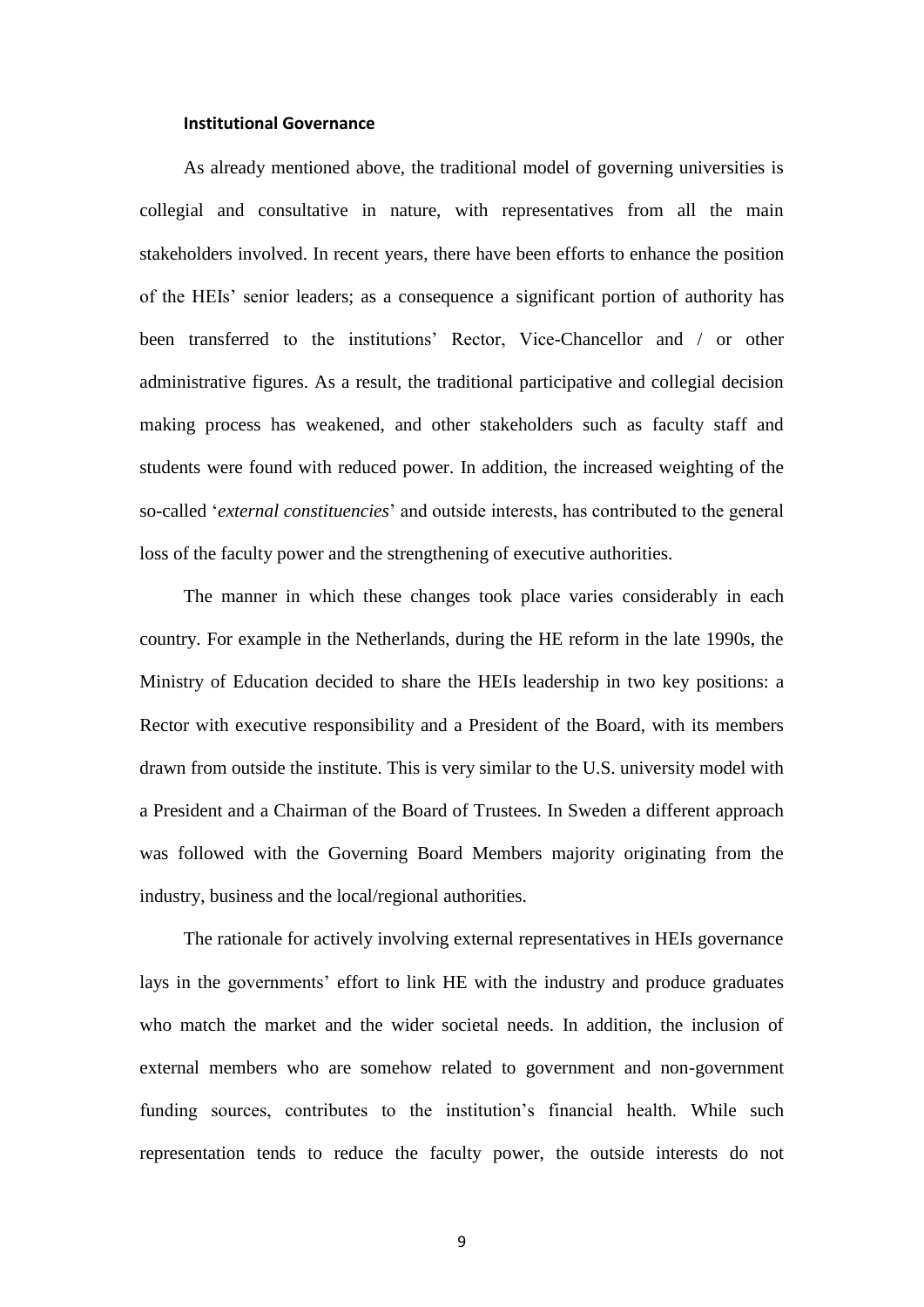### Institutional Governance

As already mentioned above, the traditional model of governing universities is collegial and consultative in nature, with representatives from all the main stakeholders involved. In recent years, there have been efforts to enhance the position of the HEIs' senior leaders; as a consequence a significant portion of authority has been transferred to the institutions' Rector, Vice-Chancellor and / or other administrative figures. As a result, the traditional participative and collegial decision making process has weakened, and other stakeholders such as faculty staff and students were found with reduced power. In addition, the increased weighting of the so-called '*external constituencies*' and outside interests, has contributed to the general loss of the faculty power and the strengthening of executive authorities.

The manner in which these changes took place varies considerably in each country. For example in the Netherlands, during the HE reform in the late 1990s, the Ministry of Education decided to share the HEIs leadership in two key positions: a Rector with executive responsibility and a President of the Board, with its members drawn from outside the institute. This is very similar to the U.S. university model with a President and a Chairman of the Board of Trustees. In Sweden a different approach was followed with the Governing Board Members majority originating from the industry, business and the local/regional authorities.

The rationale for actively involving external representatives in HEIs governance lays in the governments' effort to link HE with the industry and produce graduates who match the market and the wider societal needs. In addition, the inclusion of external members who are somehow related to government and non-government funding sources, contributes to the institution's financial health. While such representation tends to reduce the faculty power, the outside interests do not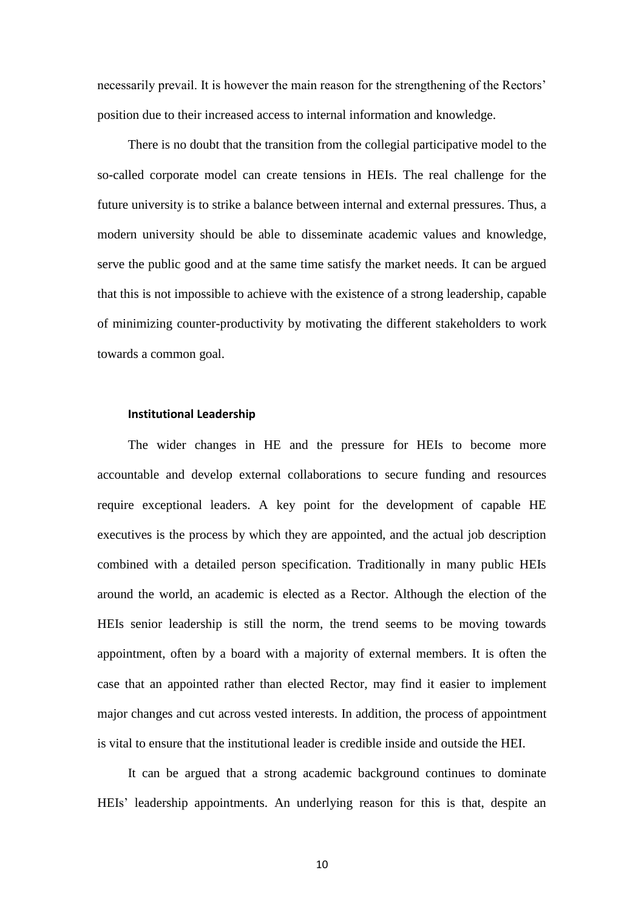necessarily prevail. It is however the main reason for the strengthening of the Rectors' position due to their increased access to internal information and knowledge.

There is no doubt that the transition from the collegial participative model to the so-called corporate model can create tensions in HEIs. The real challenge for the future university is to strike a balance between internal and external pressures. Thus, a modern university should be able to disseminate academic values and knowledge, serve the public good and at the same time satisfy the market needs. It can be argued that this is not impossible to achieve with the existence of a strong leadership, capable of minimizing counter-productivity by motivating the different stakeholders to work towards a common goal.

### Institutional Leadership

The wider changes in HE and the pressure for HEIs to become more accountable and develop external collaborations to secure funding and resources require exceptional leaders. A key point for the development of capable HE executives is the process by which they are appointed, and the actual job description combined with a detailed person specification. Traditionally in many public HEIs around the world, an academic is elected as a Rector. Although the election of the HEIs senior leadership is still the norm, the trend seems to be moving towards appointment, often by a board with a majority of external members. It is often the case that an appointed rather than elected Rector, may find it easier to implement major changes and cut across vested interests. In addition, the process of appointment is vital to ensure that the institutional leader is credible inside and outside the HEI.

It can be argued that a strong academic background continues to dominate HEIs' leadership appointments. An underlying reason for this is that, despite an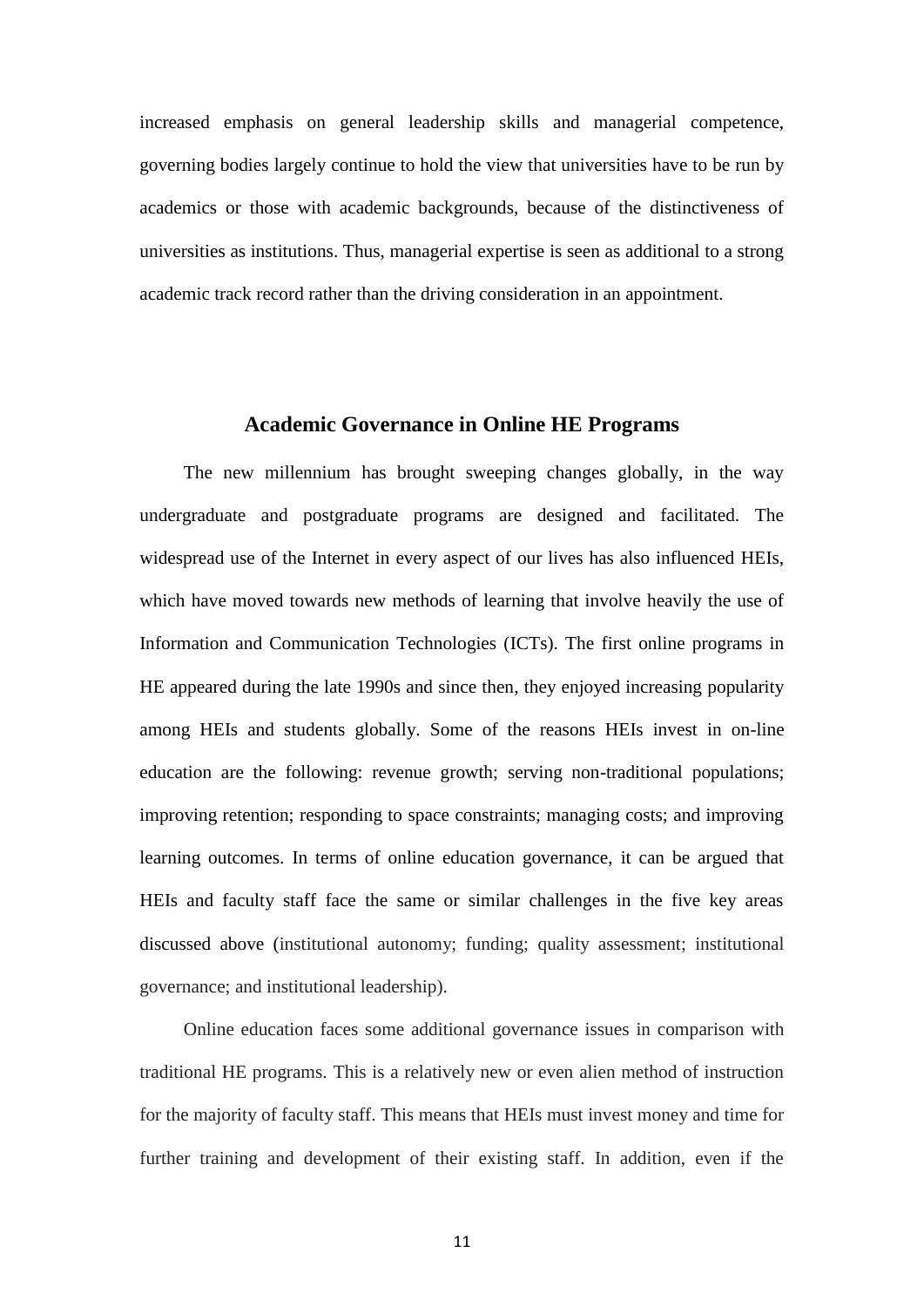increased emphasis on general leadership skills and managerial competence, governing bodies largely continue to hold the view that universities have to be run by academics or those with academic backgrounds, because of the distinctiveness of universities as institutions. Thus, managerial expertise is seen as additional to a strong academic track record rather than the driving consideration in an appointment.

## Academic Governance in Online HE Programs

The new millennium has brought sweeping changes globally, in the way undergraduate and postgraduate programs are designed and facilitated. The widespread use of the Internet in every aspect of our lives has also influenced HEIs, which have moved towards new methods of learning that involve heavily the use of Information and Communication Technologies (ICTs). The first online programs in HE appeared during the late 1990s and since then, they enjoyed increasing popularity among HEIs and students globally. Some of the reasons HEIs invest in on-line education are the following: revenue growth; serving non-traditional populations; improving retention; responding to space constraints; managing costs; and improving learning outcomes. In terms of online education governance, it can be argued that HEIs and faculty staff face the same or similar challenges in the five key areas discussed above (institutional autonomy; funding; quality assessment; institutional governance; and institutional leadership).

Online education faces some additional governance issues in comparison with traditional HE programs. This is a relatively new or even alien method of instruction for the majority of faculty staff. This means that HEIs must invest money and time for further training and development of their existing staff. In addition, even if the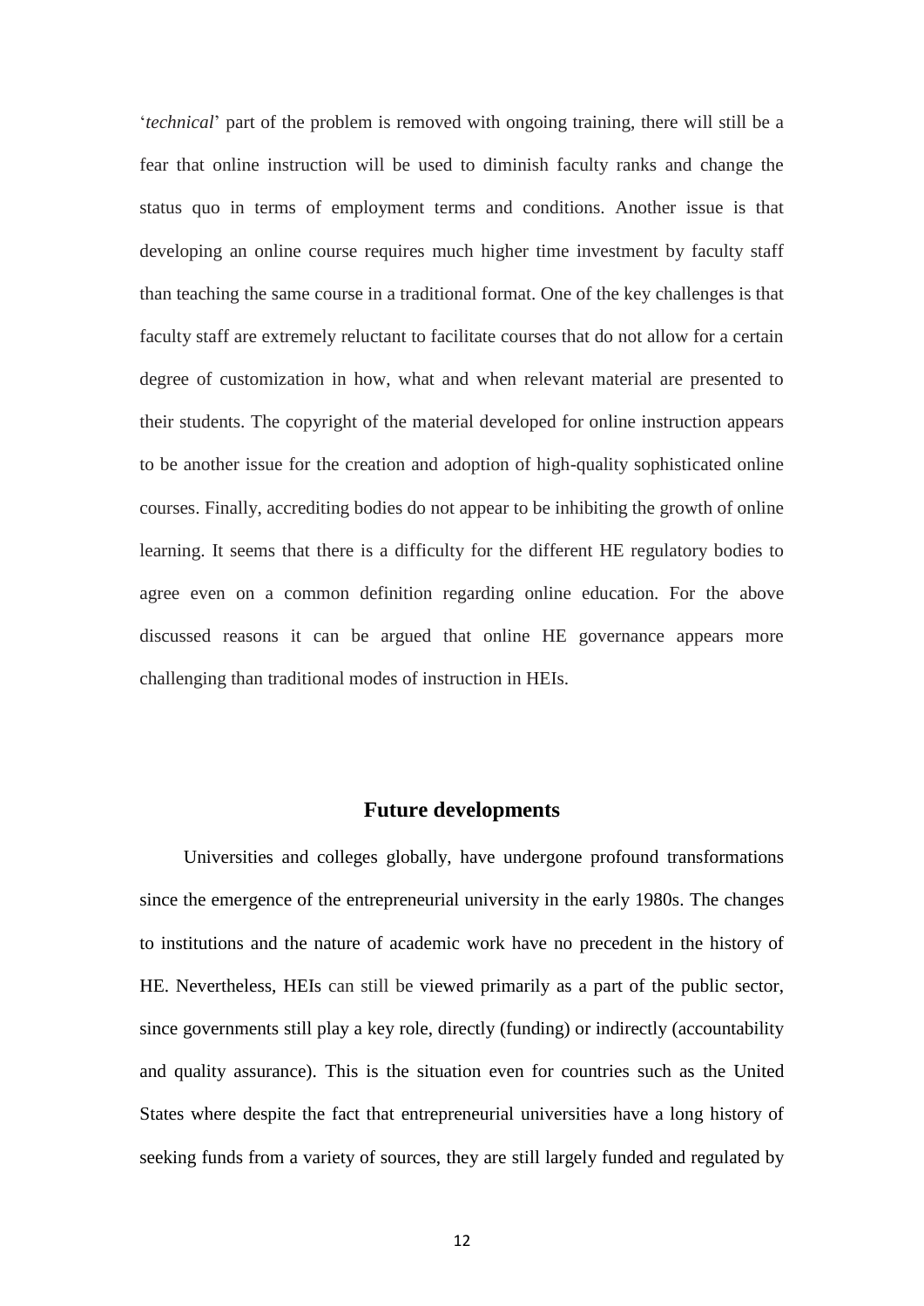‘*technical*’ part of the problem is removed with ongoing training, there will still be a fear that online instruction will be used to diminish faculty ranks and change the status quo in terms of employment terms and conditions. Another issue is that developing an online course requires much higher time investment by faculty staff than teaching the same course in a traditional format. One of the key challenges is that faculty staff are extremely reluctant to facilitate courses that do not allow for a certain degree of customization in how, what and when relevant material are presented to their students. The copyright of the material developed for online instruction appears to be another issue for the creation and adoption of high-quality sophisticated online courses. Finally, accrediting bodies do not appear to be inhibiting the growth of online learning. It seems that there is a difficulty for the different HE regulatory bodies to agree even on a common definition regarding online education. For the above discussed reasons it can be argued that online HE governance appears more challenging than traditional modes of instruction in HEIs.

## Future developments

Universities and colleges globally, have undergone profound transformations since the emergence of the entrepreneurial university in the early 1980s. The changes to institutions and the nature of academic work have no precedent in the history of HE. Nevertheless, HEIs can still be viewed primarily as a part of the public sector, since governments still play a key role, directly (funding) or indirectly (accountability and quality assurance). This is the situation even for countries such as the United States where despite the fact that entrepreneurial universities have a long history of seeking funds from a variety of sources, they are still largely funded and regulated by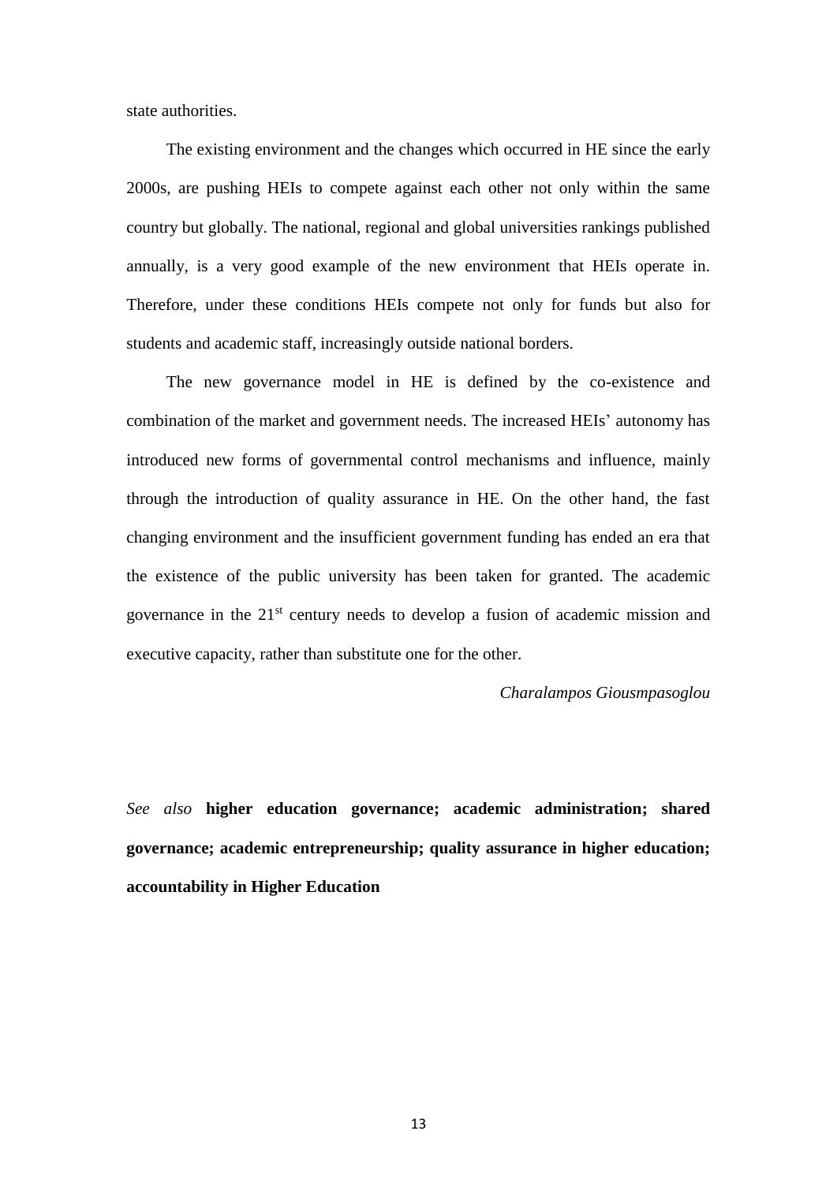state authorities.

The existing environment and the changes which occurred in HE since the early 2000s, are pushing HEIs to compete against each other not only within the same country but globally. The national, regional and global universities rankings published annually, is a very good example of the new environment that HEIs operate in. Therefore, under these conditions HEIs compete not only for funds but also for students and academic staff, increasingly outside national borders.

The new governance model in HE is defined by the co-existence and combination of the market and government needs. The increased HEIs' autonomy has introduced new forms of governmental control mechanisms and influence, mainly through the introduction of quality assurance in HE. On the other hand, the fast changing environment and the insufficient government funding has ended an era that the existence of the public university has been taken for granted. The academic governance in the 21st century needs to develop a fusion of academic mission and executive capacity, rather than substitute one for the other.

*Charalampos Giousmpasoglou*

*See also* **higher education governance; academic administration; shared governance; academic entrepreneurship; quality assurance in higher education; accountability in Higher Education**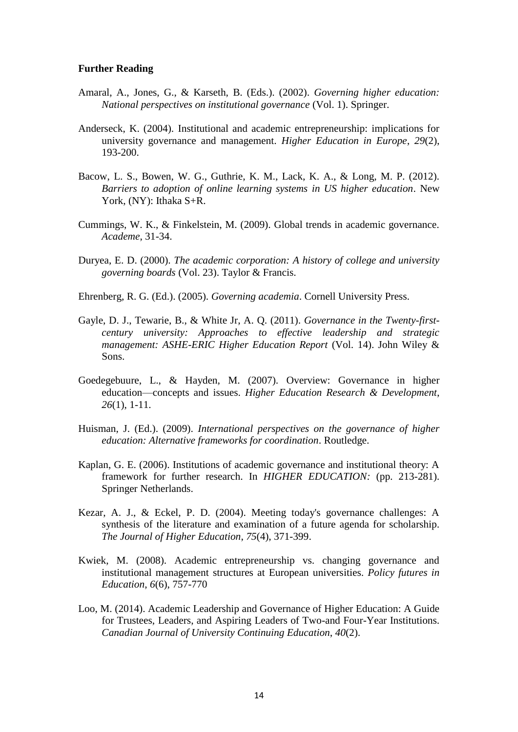**Further Reading**

Amaral, A., Jones, G., & Karseth, B. (Eds.). (2002). *Governing higher education: National perspectives on institutional governance* (Vol. 1). Springer.

Anderseck, K. (2004). Institutional and academic entrepreneurship: implications for university governance and management. *Higher Education in Europe*, *29*(2), 193-200.

Bacow, L. S., Bowen, W. G., Guthrie, K. M., Lack, K. A., & Long, M. P. (2012). *Barriers to adoption of online learning systems in US higher education*. New York, (NY): Ithaka S+R.

Cummings, W. K., & Finkelstein, M. (2009). Global trends in academic governance. *Academe*, 31-34.

Duryea, E. D. (2000). *The academic corporation: A history of college and university governing boards* (Vol. 23). Taylor & Francis.

Ehrenberg, R. G. (Ed.). (2005). *Governing academia*. Cornell University Press.

Gayle, D. J., Tewarie, B., & White Jr, A. Q. (2011). *Governance in the Twenty-first-century university: Approaches to effective leadership and strategic management: ASHE-ERIC Higher Education Report* (Vol. 14). John Wiley & Sons.

Goedegebuure, L., & Hayden, M. (2007). Overview: Governance in higher education—concepts and issues. *Higher Education Research & Development*, *26*(1), 1-11.

Huisman, J. (Ed.). (2009). *International perspectives on the governance of higher education: Alternative frameworks for coordination*. Routledge.

Kaplan, G. E. (2006). Institutions of academic governance and institutional theory: A framework for further research. In *HIGHER EDUCATION:* (pp. 213-281). Springer Netherlands.

Kezar, A. J., & Eckel, P. D. (2004). Meeting today's governance challenges: A synthesis of the literature and examination of a future agenda for scholarship. *The Journal of Higher Education*, *75*(4), 371-399.

Kwiek, M. (2008). Academic entrepreneurship vs. changing governance and institutional management structures at European universities. *Policy futures in Education*, *6*(6), 757-770

Loo, M. (2014). Academic Leadership and Governance of Higher Education: A Guide for Trustees, Leaders, and Aspiring Leaders of Two-and Four-Year Institutions. *Canadian Journal of University Continuing Education*, *40*(2).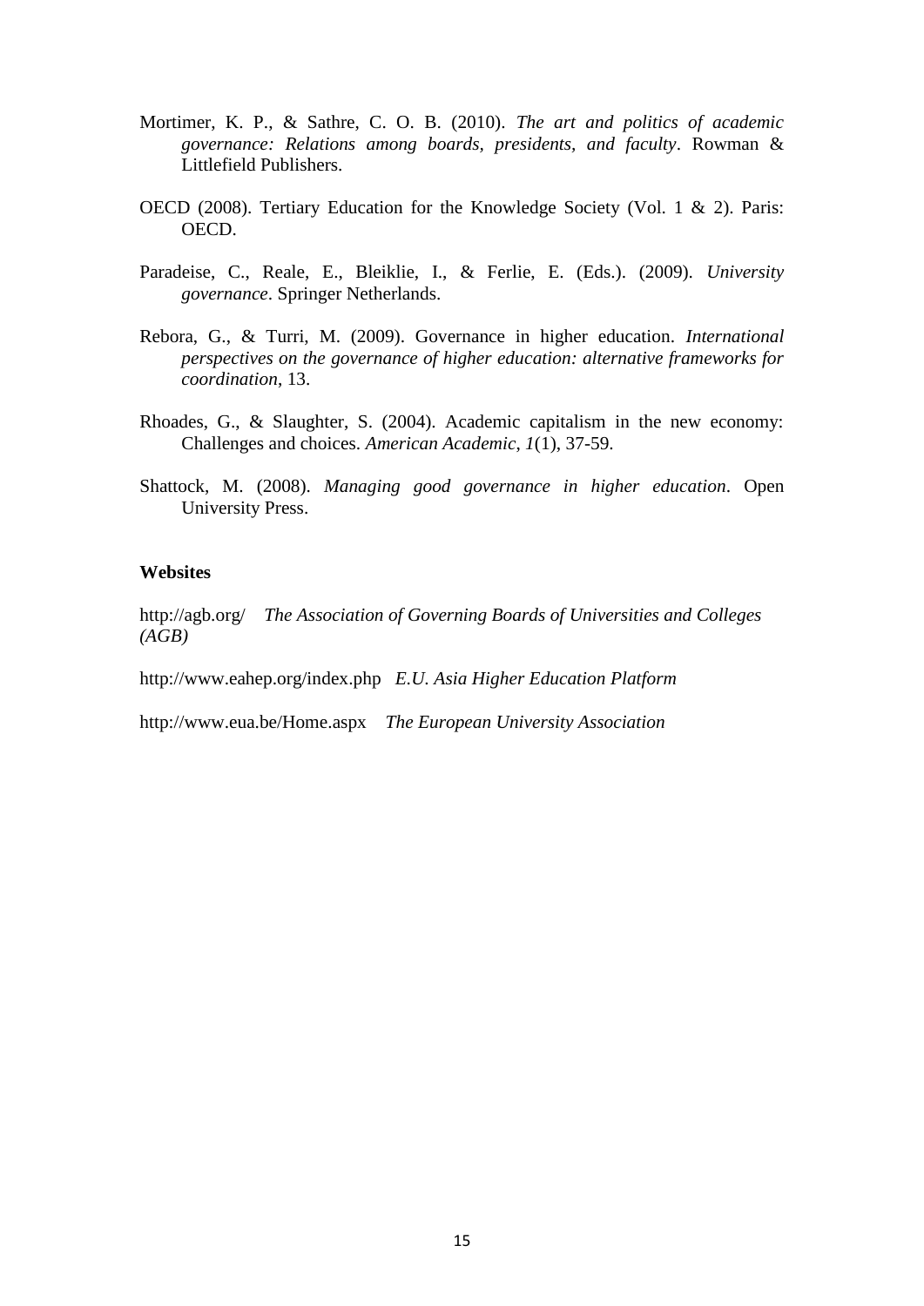Mortimer, K. P., & Sathre, C. O. B. (2010). *The art and politics of academic governance: Relations among boards, presidents, and faculty*. Rowman & Littlefield Publishers.

OECD (2008). Tertiary Education for the Knowledge Society (Vol. 1 & 2). Paris: OECD.

Paradeise, C., Reale, E., Bleiklie, I., & Ferlie, E. (Eds.). (2009). *University governance*. Springer Netherlands.

Rebora, G., & Turri, M. (2009). Governance in higher education. *International perspectives on the governance of higher education: alternative frameworks for coordination*, 13.

Rhoades, G., & Slaughter, S. (2004). Academic capitalism in the new economy: Challenges and choices. *American Academic*, *1*(1), 37-59.

Shattock, M. (2008). *Managing good governance in higher education*. Open University Press.

**Websites**

http://agb.org/ *The Association of Governing Boards of Universities and Colleges (AGB)*

http://www.eahep.org/index.php *E.U. Asia Higher Education Platform*

http://www.eua.be/Home.aspx *The European University Association*